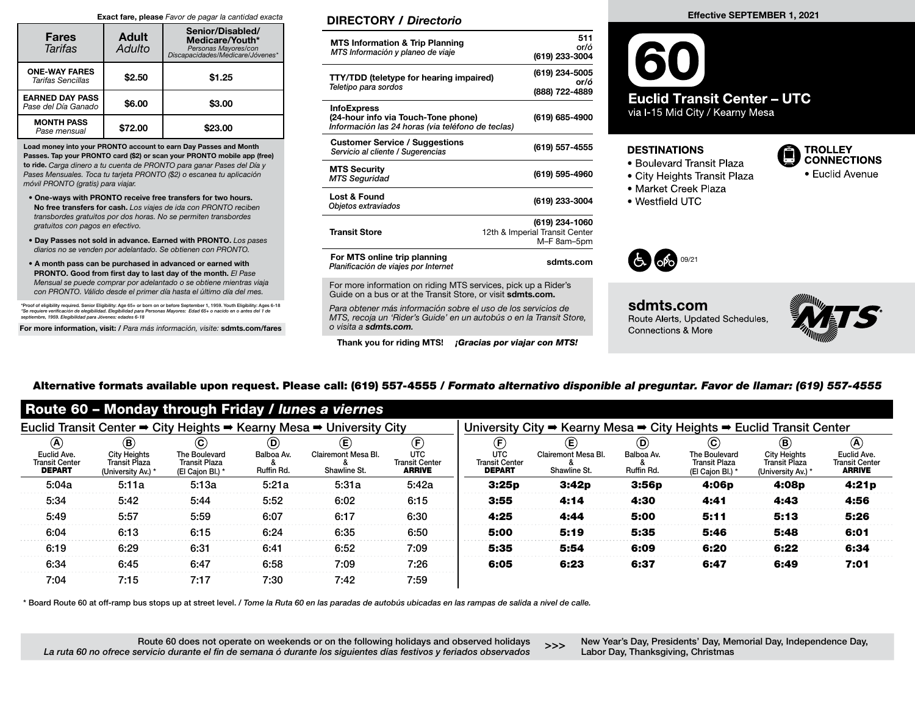**Exact fare, please** *Favor de pagar la cantidad exacta*

| Fares *Tarifas* | Adult *Adulto* | Senior/Disabled/Medicare/Youth* *Personas Mayores/con Discapacidades/Medicare/Jóvenes** |
|---|---|---|
| **ONE-WAY FARES** *Tarifas Sencillas* | $2.50 | $1.25 |
| **EARNED DAY PASS** *Pase del Día Ganado* | $6.00 | $3.00 |
| **MONTH PASS** *Pase mensual* | $72.00 | $23.00 |

**Load money into your PRONTO account to earn Day Passes and Month Passes. Tap your PRONTO card ($2) or scan your PRONTO mobile app (free) to ride.** *Carga dinero a tu cuenta de PRONTO para ganar Pases del Día y Pases Mensuales. Toca tu tarjeta PRONTO ($2) o escanea tu aplicación móvil PRONTO (gratis) para viajar.*

- **One-ways with PRONTO receive free transfers for two hours. No free transfers for cash.** *Los viajes de ida con PRONTO reciben transbordes gratuitos por dos horas. No se permiten transbordes gratuitos con pagos en efectivo.*
- **Day Passes not sold in advance. Earned with PRONTO.** *Los pases diarios no se venden por adelantado. Se obtienen con PRONTO.*
- **A month pass can be purchased in advanced or earned with PRONTO. Good from first day to last day of the month.** *El Pase Mensual se puede comprar por adelantado o se obtiene mientras viaja con PRONTO. Válido desde el primer día hasta el último día del mes.*

*Proof of eligibility required. Senior Eligibility: Age 65+ or born on or before September 1, 1959. Youth Eligibility: Ages 6-18
*Se requiere verificación de elegibilidad. Elegibilidad para Personas Mayores: Edad 65+ o nacido en o antes del 1 de septiembre, 1959. Elegibilidad para Jóvenes: edades 6-18

**For more information, visit:** / *Para más información, visite:* **sdmts.com/fares**

## DIRECTORY / *Directorio*

| | |
|---|---|
| **MTS Information & Trip Planning** *MTS Información y planeo de viaje* | **511** *or/ó* **(619) 233-3004** |
| **TTY/TDD (teletype for hearing impaired)** *Teletipo para sordos* | **(619) 234-5005** *or/ó* **(888) 722-4889** |
| **InfoExpress (24-hour info via Touch-Tone phone)** *Información las 24 horas (via teléfono de teclas)* | **(619) 685-4900** |
| **Customer Service / Suggestions** *Servicio al cliente / Sugerencias* | **(619) 557-4555** |
| **MTS Security** *MTS Seguridad* | **(619) 595-4960** |
| **Lost & Found** *Objetos extraviados* | **(619) 233-3004** |
| **Transit Store** | **(619) 234-1060** 12th & Imperial Transit Center M–F 8am–5pm |
| **For MTS online trip planning** *Planificación de viajes por Internet* | **sdmts.com** |

For more information on riding MTS services, pick up a Rider's Guide on a bus or at the Transit Store, or visit **sdmts.com.**

*Para obtener más información sobre el uso de los servicios de MTS, recoja un 'Rider's Guide' en un autobús o en la Transit Store, o visita a* ***sdmts.com.***

**Thank you for riding MTS!** ***¡Gracias por viajar con MTS!***

**Effective SEPTEMBER 1, 2021**

# 60

## Euclid Transit Center – UTC

via I-15 Mid City / Kearny Mesa

### DESTINATIONS

- Boulevard Transit Plaza
- City Heights Transit Plaza
- Market Creek Plaza
- Westfield UTC

### TROLLEY CONNECTIONS

- Euclid Avenue

09/21

**sdmts.com**
Route Alerts, Updated Schedules, Connections & More

MTS

**Alternative formats available upon request. Please call: (619) 557-4555 /** ***Formato alternativo disponible al preguntar. Favor de llamar: (619) 557-4555***

## Route 60 – Monday through Friday / *lunes a viernes*

### Euclid Transit Center ➡ City Heights ➡ Kearny Mesa ➡ University City

| (A) Euclid Ave. Transit Center **DEPART** | (B) City Heights Transit Plaza (University Av.) * | (C) The Boulevard Transit Plaza (El Cajon Bl.) * | (D) Balboa Av. & Ruffin Rd. | (E) Clairemont Mesa Bl. & Shawline St. | (F) UTC Transit Center **ARRIVE** |
|---|---|---|---|---|---|
| 5:04a | 5:11a | 5:13a | 5:21a | 5:31a | 5:42a |
| 5:34 | 5:42 | 5:44 | 5:52 | 6:02 | 6:15 |
| 5:49 | 5:57 | 5:59 | 6:07 | 6:17 | 6:30 |
| 6:04 | 6:13 | 6:15 | 6:24 | 6:35 | 6:50 |
| 6:19 | 6:29 | 6:31 | 6:41 | 6:52 | 7:09 |
| 6:34 | 6:45 | 6:47 | 6:58 | 7:09 | 7:26 |
| 7:04 | 7:15 | 7:17 | 7:30 | 7:42 | 7:59 |

### University City ➡ Kearny Mesa ➡ City Heights ➡ Euclid Transit Center

| (F) UTC Transit Center **DEPART** | (E) Clairemont Mesa Bl. & Shawline St. | (D) Balboa Av. & Ruffin Rd. | (C) The Boulevard Transit Plaza (El Cajon Bl.) * | (B) City Heights Transit Plaza (University Av.) * | (A) Euclid Ave. Transit Center **ARRIVE** |
|---|---|---|---|---|---|
| **3:25p** | **3:42p** | **3:56p** | **4:06p** | **4:08p** | **4:21p** |
| **3:55** | **4:14** | **4:30** | **4:41** | **4:43** | **4:56** |
| **4:25** | **4:44** | **5:00** | **5:11** | **5:13** | **5:26** |
| **5:00** | **5:19** | **5:35** | **5:46** | **5:48** | **6:01** |
| **5:35** | **5:54** | **6:09** | **6:20** | **6:22** | **6:34** |
| **6:05** | **6:23** | **6:37** | **6:47** | **6:49** | **7:01** |

\* Board Route 60 at off-ramp bus stops up at street level. / *Tome la Ruta 60 en las paradas de autobús ubicadas en las rampas de salida a nivel de calle.*

Route 60 does not operate on weekends or on the following holidays and observed holidays >>> New Year's Day, Presidents' Day, Memorial Day, Independence Day, Labor Day, Thanksgiving, Christmas

*La ruta 60 no ofrece servicio durante el fin de semana ó durante los siguientes días festivos y feriados observados*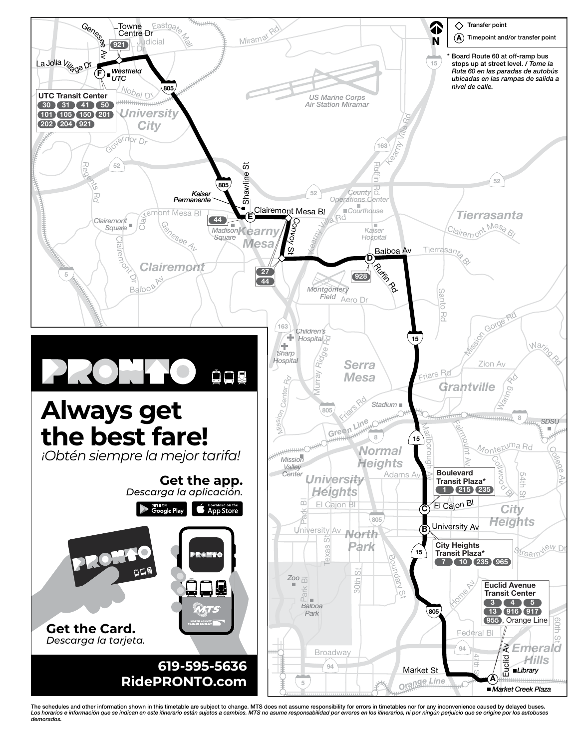◇ Transfer point

(A) Timepoint and/or transfer point

\* Board Route 60 at off-ramp bus stops up at street level. / *Tome la Ruta 60 en las paradas de autobús ubicadas en las rampas de salida a nivel de calle.*

**UTC Transit Center**
30 31 41 50 101 105 150 201 202 204 921

F Westfield UTC

921

E Kaiser Permanente

44

27
44

D 928

**Boulevard Transit Plaza***
1 215 235

C El Cajon Bl

B University Av

**City Heights Transit Plaza***
7 10 235 965

**Euclid Avenue Transit Center**
3 4 5 13 916 917 955, Orange Line

A Market Creek Plaza

# PRONTO

## Always get the best fare!

*¡Obtén siempre la mejor tarifa!*

**Get the app.**
*Descarga la aplicación.*

GET IT ON Google Play
Download on the App Store

**Get the Card.**
*Descarga la tarjeta.*

**619-595-5636**
**RidePRONTO.com**

The schedules and other information shown in this timetable are subject to change. MTS does not assume responsibility for errors in timetables nor for any inconvenience caused by delayed buses.
*Los horarios e información que se indican en este itinerario están sujetos a cambios. MTS no asume responsabilidad por errores en los itinerarios, ni por ningún perjuicio que se origine por los autobuses demorados.*